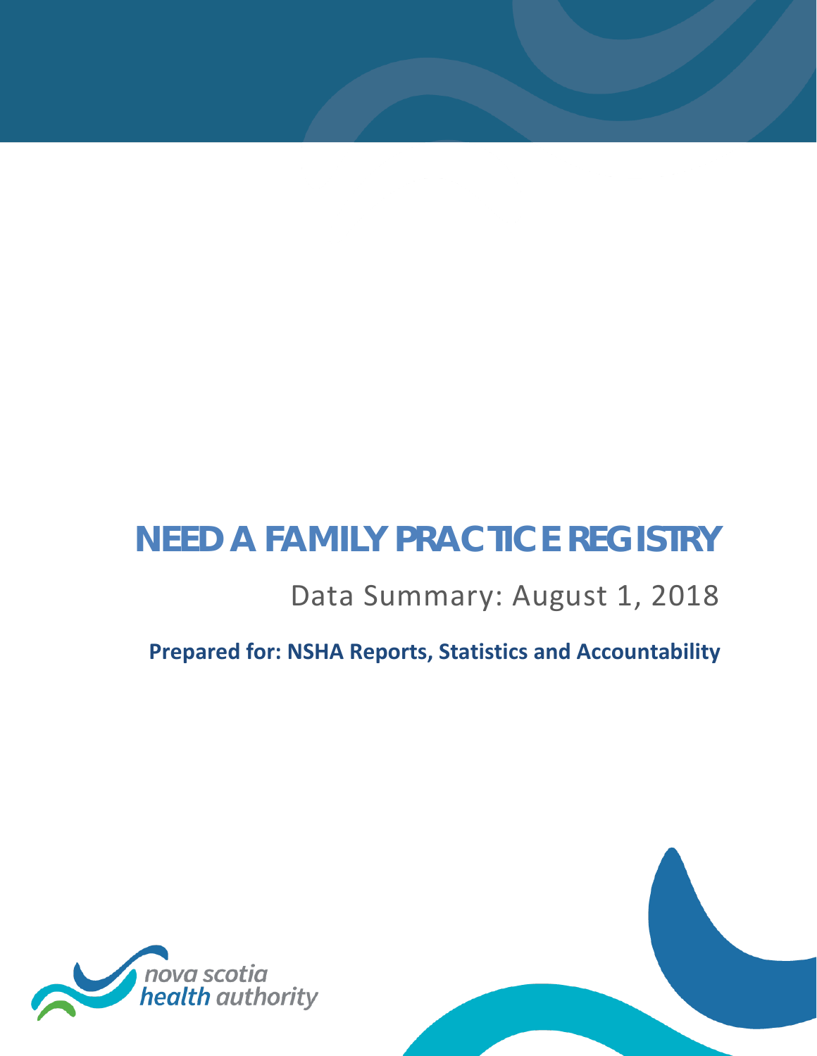# NEED A FAMILY PRACTICE REGISTRY

## Data Summary: August 1, 2018

**Prepared for: NSHA Reports, Statistics and Accountability**

nova scotia health authority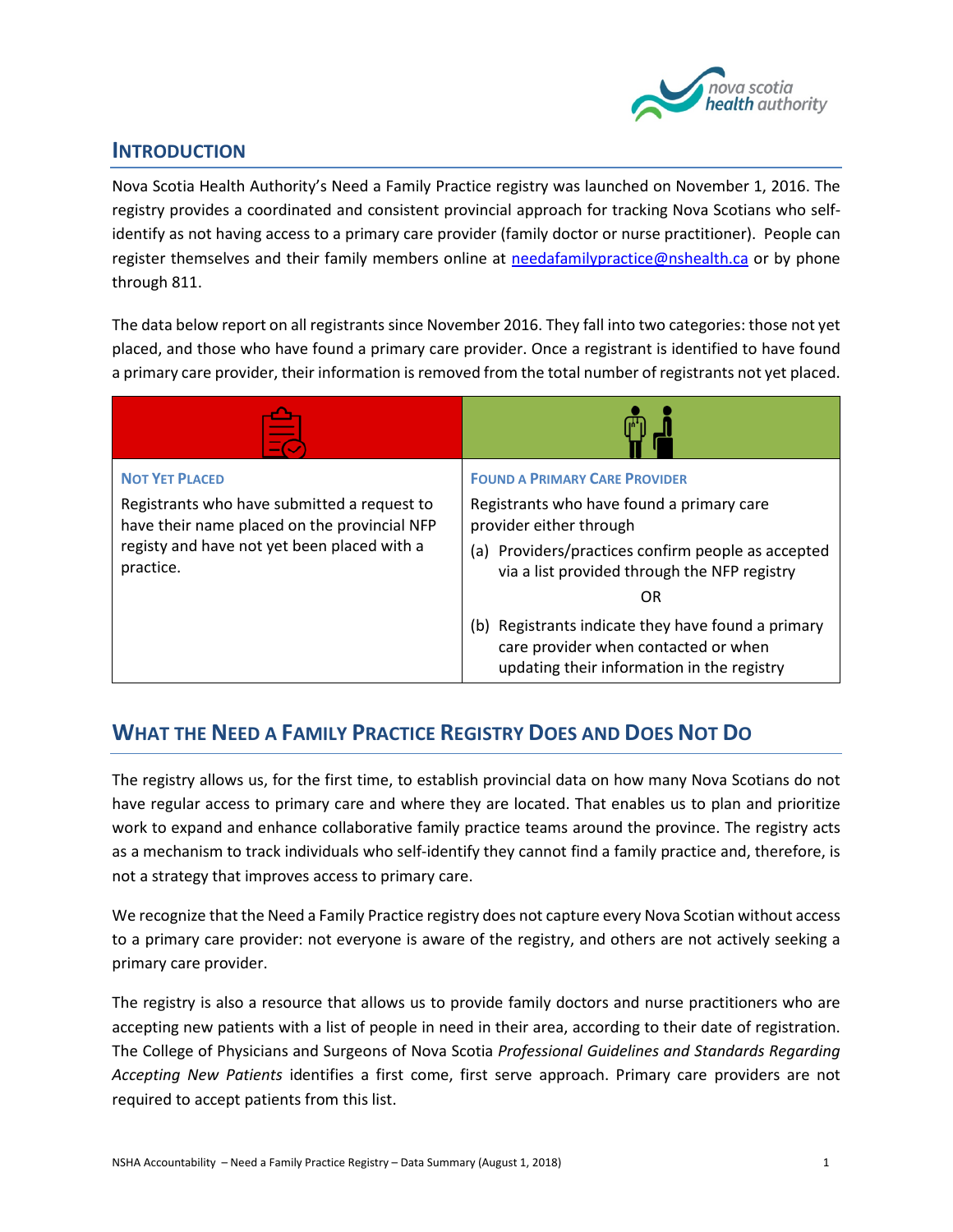## INTRODUCTION

Nova Scotia Health Authority's Need a Family Practice registry was launched on November 1, 2016. The registry provides a coordinated and consistent provincial approach for tracking Nova Scotians who self-identify as not having access to a primary care provider (family doctor or nurse practitioner). People can register themselves and their family members online at [needafamilypractice@nshealth.ca](mailto:needafamilypractice@nshealth.ca) or by phone through 811.

The data below report on all registrants since November 2016. They fall into two categories: those not yet placed, and those who have found a primary care provider. Once a registrant is identified to have found a primary care provider, their information is removed from the total number of registrants not yet placed.

| NOT YET PLACED | FOUND A PRIMARY CARE PROVIDER |
|---|---|
| Registrants who have submitted a request to have their name placed on the provincial NFP registy and have not yet been placed with a practice. | Registrants who have found a primary care provider either through<br>(a) Providers/practices confirm people as accepted via a list provided through the NFP registry<br>OR<br>(b) Registrants indicate they have found a primary care provider when contacted or when updating their information in the registry |

## WHAT THE NEED A FAMILY PRACTICE REGISTRY DOES AND DOES NOT DO

The registry allows us, for the first time, to establish provincial data on how many Nova Scotians do not have regular access to primary care and where they are located. That enables us to plan and prioritize work to expand and enhance collaborative family practice teams around the province. The registry acts as a mechanism to track individuals who self-identify they cannot find a family practice and, therefore, is not a strategy that improves access to primary care.

We recognize that the Need a Family Practice registry does not capture every Nova Scotian without access to a primary care provider: not everyone is aware of the registry, and others are not actively seeking a primary care provider.

The registry is also a resource that allows us to provide family doctors and nurse practitioners who are accepting new patients with a list of people in need in their area, according to their date of registration. The College of Physicians and Surgeons of Nova Scotia *Professional Guidelines and Standards Regarding Accepting New Patients* identifies a first come, first serve approach. Primary care providers are not required to accept patients from this list.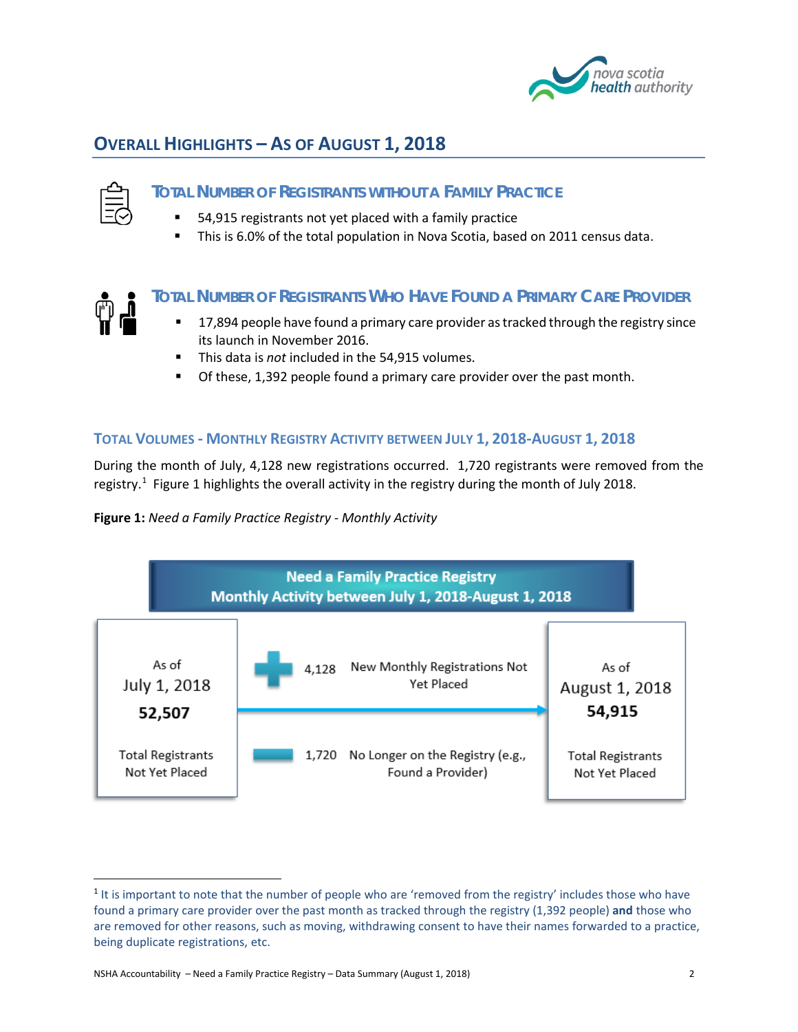## Overall Highlights – As of August 1, 2018

### Total Number of Registrants Without a Family Practice

- 54,915 registrants not yet placed with a family practice
- This is 6.0% of the total population in Nova Scotia, based on 2011 census data.

### Total Number of Registrants Who Have Found a Primary Care Provider

- 17,894 people have found a primary care provider as tracked through the registry since its launch in November 2016.
- This data is *not* included in the 54,915 volumes.
- Of these, 1,392 people found a primary care provider over the past month.

### Total Volumes - Monthly Registry Activity between July 1, 2018-August 1, 2018

During the month of July, 4,128 new registrations occurred. 1,720 registrants were removed from the registry.[1] Figure 1 highlights the overall activity in the registry during the month of July 2018.

**Figure 1:** *Need a Family Practice Registry - Monthly Activity*

**Need a Family Practice Registry**
**Monthly Activity between July 1, 2018-August 1, 2018**

| As of July 1, 2018 | Activity | | As of August 1, 2018 |
|---|---|---|---|
| **52,507** Total Registrants Not Yet Placed | + 4,128 | New Monthly Registrations Not Yet Placed | **54,915** Total Registrants Not Yet Placed |
| | − 1,720 | No Longer on the Registry (e.g., Found a Provider) | |

[1] It is important to note that the number of people who are 'removed from the registry' includes those who have found a primary care provider over the past month as tracked through the registry (1,392 people) **and** those who are removed for other reasons, such as moving, withdrawing consent to have their names forwarded to a practice, being duplicate registrations, etc.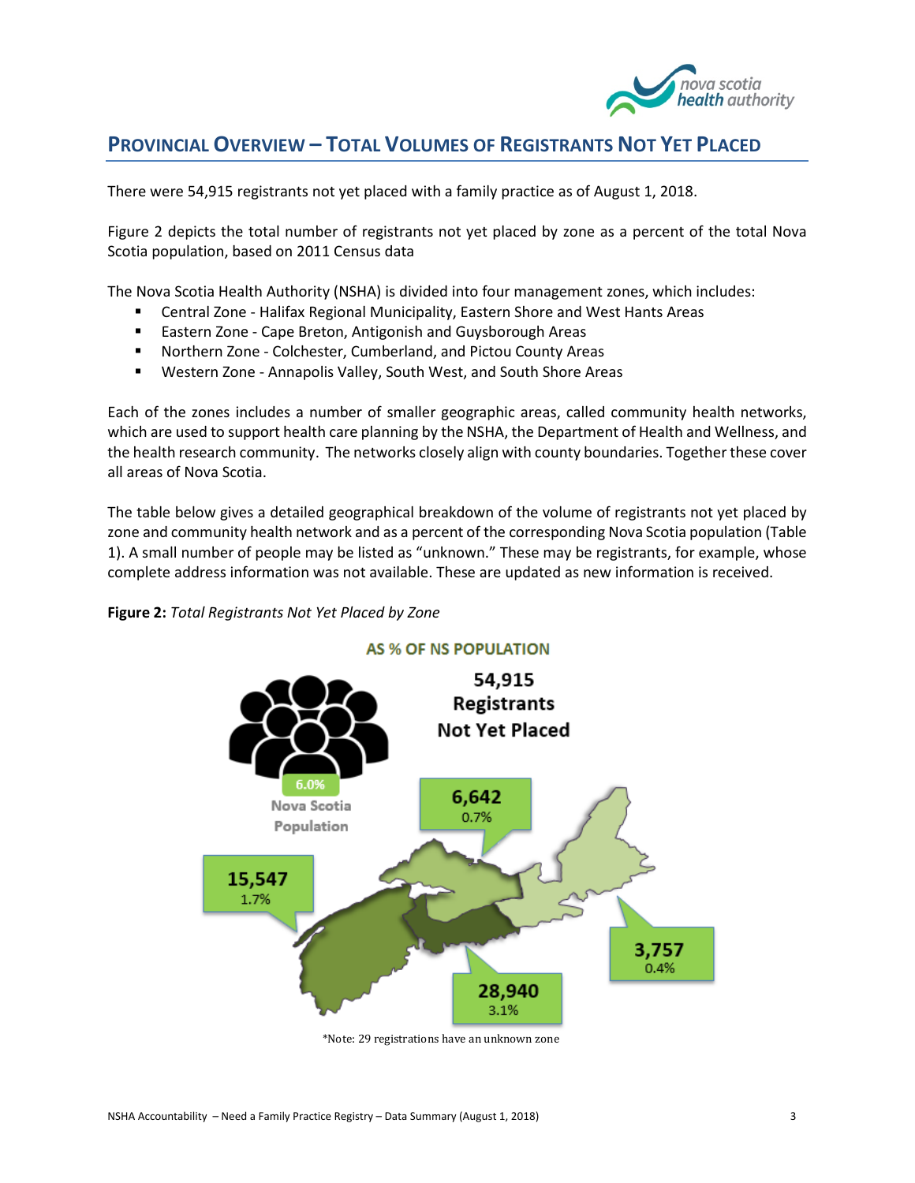## PROVINCIAL OVERVIEW – TOTAL VOLUMES OF REGISTRANTS NOT YET PLACED

There were 54,915 registrants not yet placed with a family practice as of August 1, 2018.

Figure 2 depicts the total number of registrants not yet placed by zone as a percent of the total Nova Scotia population, based on 2011 Census data

The Nova Scotia Health Authority (NSHA) is divided into four management zones, which includes:

- Central Zone - Halifax Regional Municipality, Eastern Shore and West Hants Areas
- Eastern Zone - Cape Breton, Antigonish and Guysborough Areas
- Northern Zone - Colchester, Cumberland, and Pictou County Areas
- Western Zone - Annapolis Valley, South West, and South Shore Areas

Each of the zones includes a number of smaller geographic areas, called community health networks, which are used to support health care planning by the NSHA, the Department of Health and Wellness, and the health research community. The networks closely align with county boundaries. Together these cover all areas of Nova Scotia.

The table below gives a detailed geographical breakdown of the volume of registrants not yet placed by zone and community health network and as a percent of the corresponding Nova Scotia population (Table 1). A small number of people may be listed as "unknown." These may be registrants, for example, whose complete address information was not available. These are updated as new information is received.

**Figure 2:** *Total Registrants Not Yet Placed by Zone*

AS % OF NS POPULATION

54,915 Registrants Not Yet Placed

6.0% Nova Scotia Population

15,547 1.7%

6,642 0.7%

28,940 3.1%

3,757 0.4%

*Note: 29 registrations have an unknown zone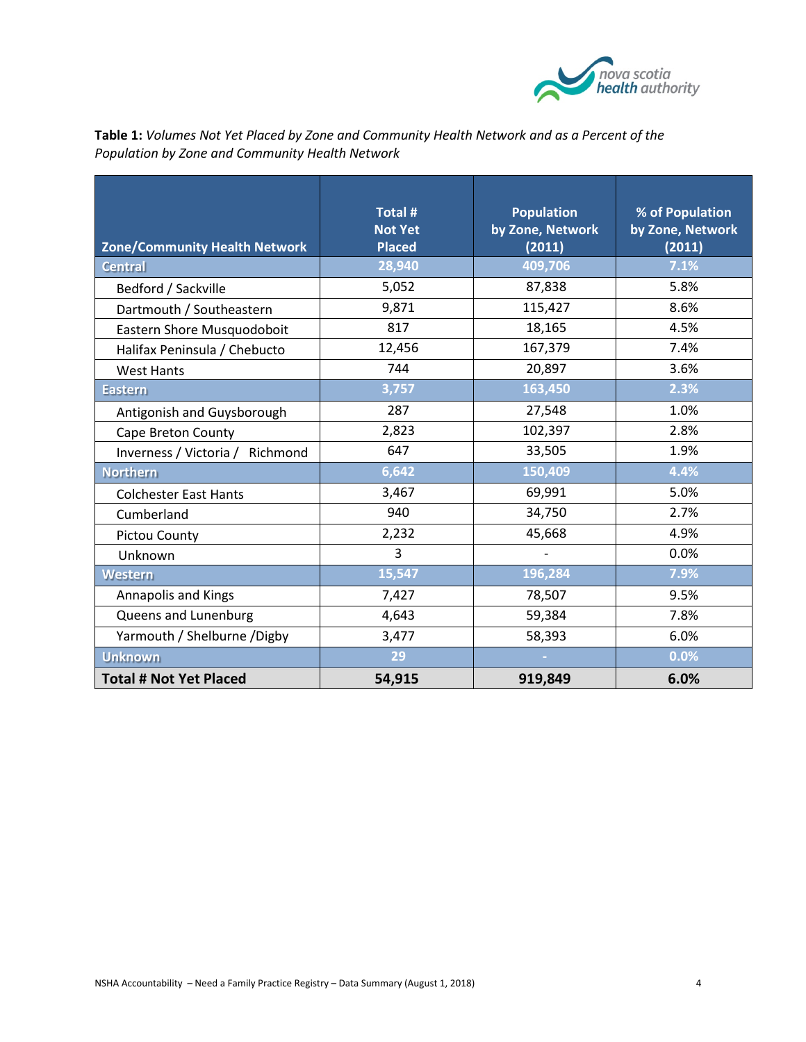**Table 1:** *Volumes Not Yet Placed by Zone and Community Health Network and as a Percent of the Population by Zone and Community Health Network*

| Zone/Community Health Network | Total # Not Yet Placed | Population by Zone, Network (2011) | % of Population by Zone, Network (2011) |
|---|---|---|---|
| **Central** | **28,940** | **409,706** | **7.1%** |
| Bedford / Sackville | 5,052 | 87,838 | 5.8% |
| Dartmouth / Southeastern | 9,871 | 115,427 | 8.6% |
| Eastern Shore Musquodoboit | 817 | 18,165 | 4.5% |
| Halifax Peninsula / Chebucto | 12,456 | 167,379 | 7.4% |
| West Hants | 744 | 20,897 | 3.6% |
| **Eastern** | **3,757** | **163,450** | **2.3%** |
| Antigonish and Guysborough | 287 | 27,548 | 1.0% |
| Cape Breton County | 2,823 | 102,397 | 2.8% |
| Inverness / Victoria / Richmond | 647 | 33,505 | 1.9% |
| **Northern** | **6,642** | **150,409** | **4.4%** |
| Colchester East Hants | 3,467 | 69,991 | 5.0% |
| Cumberland | 940 | 34,750 | 2.7% |
| Pictou County | 2,232 | 45,668 | 4.9% |
| Unknown | 3 | - | 0.0% |
| **Western** | **15,547** | **196,284** | **7.9%** |
| Annapolis and Kings | 7,427 | 78,507 | 9.5% |
| Queens and Lunenburg | 4,643 | 59,384 | 7.8% |
| Yarmouth / Shelburne /Digby | 3,477 | 58,393 | 6.0% |
| **Unknown** | **29** | **-** | **0.0%** |
| **Total # Not Yet Placed** | **54,915** | **919,849** | **6.0%** |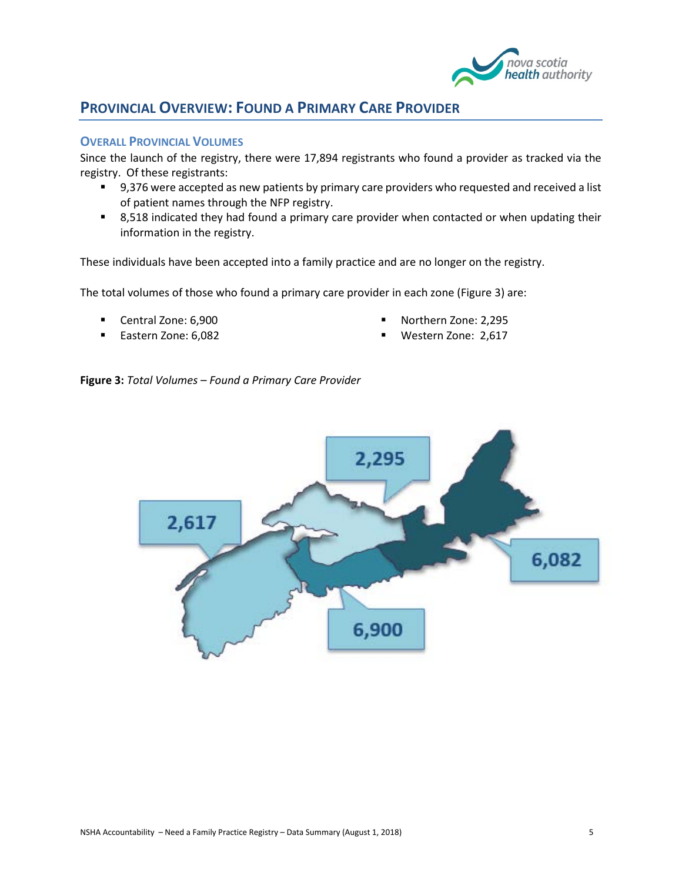## Provincial Overview: Found a Primary Care Provider

### Overall Provincial Volumes

Since the launch of the registry, there were 17,894 registrants who found a provider as tracked via the registry. Of these registrants:

- 9,376 were accepted as new patients by primary care providers who requested and received a list of patient names through the NFP registry.
- 8,518 indicated they had found a primary care provider when contacted or when updating their information in the registry.

These individuals have been accepted into a family practice and are no longer on the registry.

The total volumes of those who found a primary care provider in each zone (Figure 3) are:

- Central Zone: 6,900
- Eastern Zone: 6,082
- Northern Zone: 2,295
- Western Zone: 2,617

**Figure 3:** *Total Volumes – Found a Primary Care Provider*

2,295

2,617

6,082

6,900